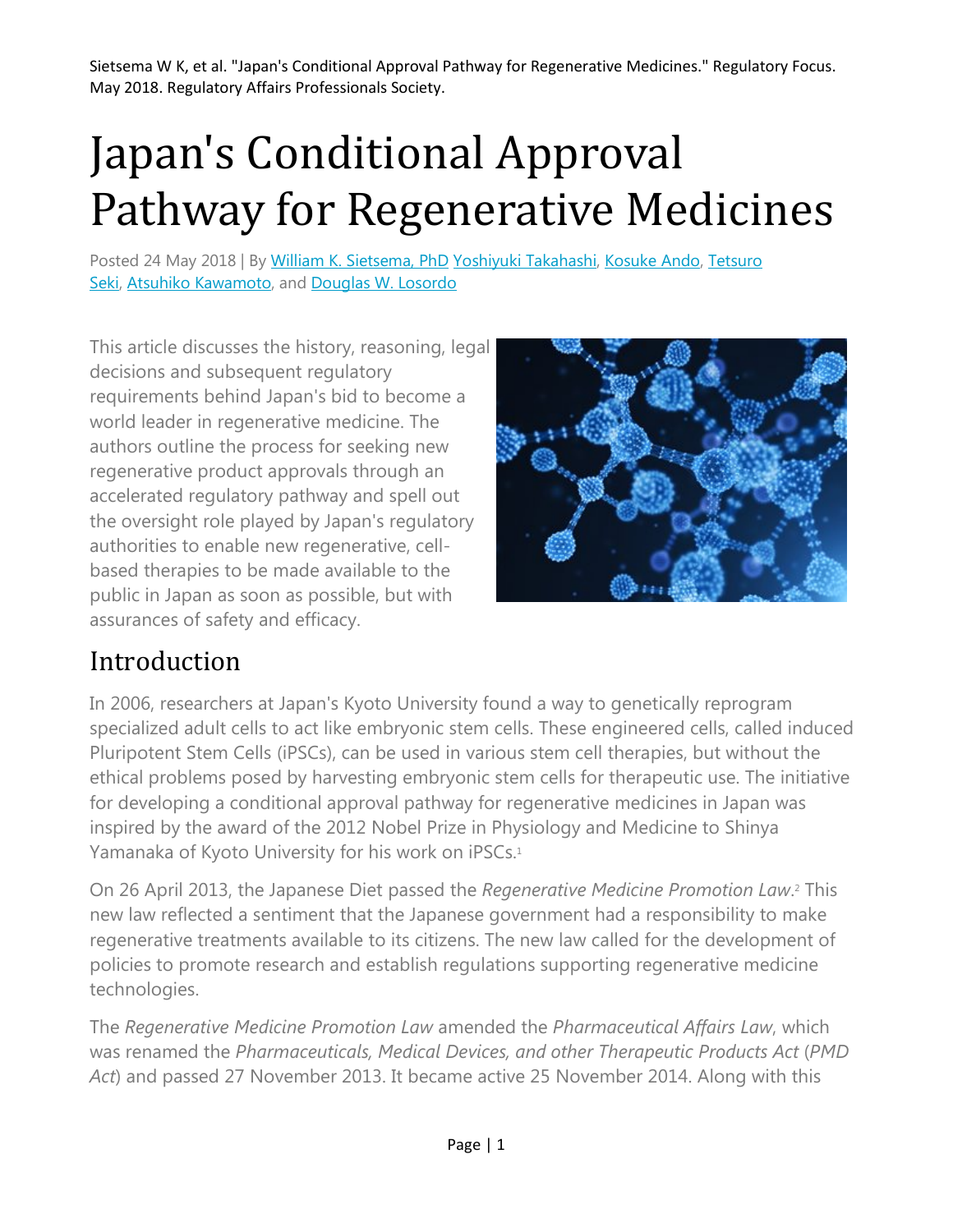Sietsema W K, et al. "Japan's Conditional Approval Pathway for Regenerative Medicines." Regulatory Focus. May 2018. Regulatory Affairs Professionals Society.

# Japan's Conditional Approval Pathway for Regenerative Medicines

Posted 24 May 2018 | By William K. Sietsema, PhD Yoshiyuki Takahashi, Kosuke Ando, Tetsuro Seki, Atsuhiko Kawamoto, and Douglas W. Losordo

This article discusses the history, reasoning, legal decisions and subsequent regulatory requirements behind Japan's bid to become a world leader in regenerative medicine. The authors outline the process for seeking new regenerative product approvals through an accelerated regulatory pathway and spell out the oversight role played by Japan's regulatory authorities to enable new regenerative, cell-based therapies to be made available to the public in Japan as soon as possible, but with assurances of safety and efficacy.

## Introduction

In 2006, researchers at Japan's Kyoto University found a way to genetically reprogram specialized adult cells to act like embryonic stem cells. These engineered cells, called induced Pluripotent Stem Cells (iPSCs), can be used in various stem cell therapies, but without the ethical problems posed by harvesting embryonic stem cells for therapeutic use. The initiative for developing a conditional approval pathway for regenerative medicines in Japan was inspired by the award of the 2012 Nobel Prize in Physiology and Medicine to Shinya Yamanaka of Kyoto University for his work on iPSCs.[1]

On 26 April 2013, the Japanese Diet passed the *Regenerative Medicine Promotion Law*.[2] This new law reflected a sentiment that the Japanese government had a responsibility to make regenerative treatments available to its citizens. The new law called for the development of policies to promote research and establish regulations supporting regenerative medicine technologies.

The *Regenerative Medicine Promotion Law* amended the *Pharmaceutical Affairs Law*, which was renamed the *Pharmaceuticals, Medical Devices, and other Therapeutic Products Act* (*PMD Act*) and passed 27 November 2013. It became active 25 November 2014. Along with this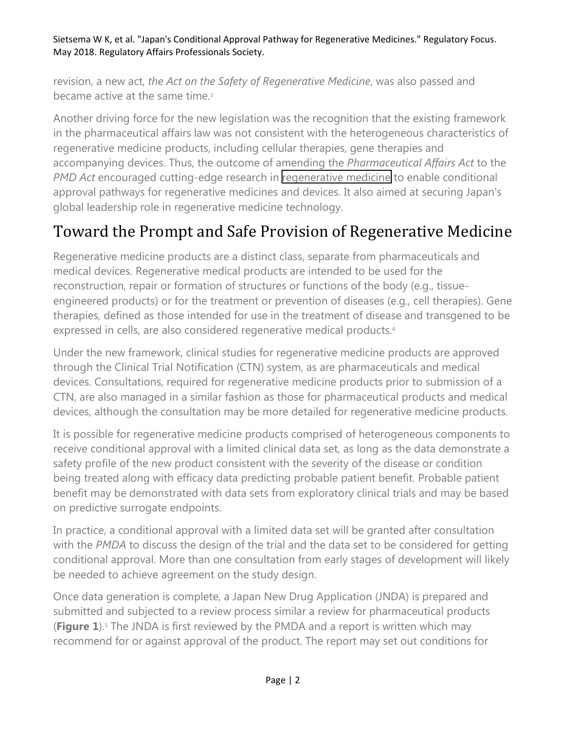revision, a new act, *the Act on the Safety of Regenerative Medicine*, was also passed and became active at the same time.[3]

Another driving force for the new legislation was the recognition that the existing framework in the pharmaceutical affairs law was not consistent with the heterogeneous characteristics of regenerative medicine products, including cellular therapies, gene therapies and accompanying devices. Thus, the outcome of amending the *Pharmaceutical Affairs Act* to the *PMD Act* encouraged cutting-edge research in regenerative medicine to enable conditional approval pathways for regenerative medicines and devices. It also aimed at securing Japan's global leadership role in regenerative medicine technology.

# Toward the Prompt and Safe Provision of Regenerative Medicine

Regenerative medicine products are a distinct class, separate from pharmaceuticals and medical devices. Regenerative medical products are intended to be used for the reconstruction, repair or formation of structures or functions of the body (e.g., tissue-engineered products) or for the treatment or prevention of diseases (e.g., cell therapies). Gene therapies, defined as those intended for use in the treatment of disease and transgened to be expressed in cells, are also considered regenerative medical products.[4]

Under the new framework, clinical studies for regenerative medicine products are approved through the Clinical Trial Notification (CTN) system, as are pharmaceuticals and medical devices. Consultations, required for regenerative medicine products prior to submission of a CTN, are also managed in a similar fashion as those for pharmaceutical products and medical devices, although the consultation may be more detailed for regenerative medicine products.

It is possible for regenerative medicine products comprised of heterogeneous components to receive conditional approval with a limited clinical data set, as long as the data demonstrate a safety profile of the new product consistent with the severity of the disease or condition being treated along with efficacy data predicting probable patient benefit. Probable patient benefit may be demonstrated with data sets from exploratory clinical trials and may be based on predictive surrogate endpoints.

In practice, a conditional approval with a limited data set will be granted after consultation with the *PMDA* to discuss the design of the trial and the data set to be considered for getting conditional approval. More than one consultation from early stages of development will likely be needed to achieve agreement on the study design.

Once data generation is complete, a Japan New Drug Application (JNDA) is prepared and submitted and subjected to a review process similar a review for pharmaceutical products (**Figure 1**).[5] The JNDA is first reviewed by the PMDA and a report is written which may recommend for or against approval of the product. The report may set out conditions for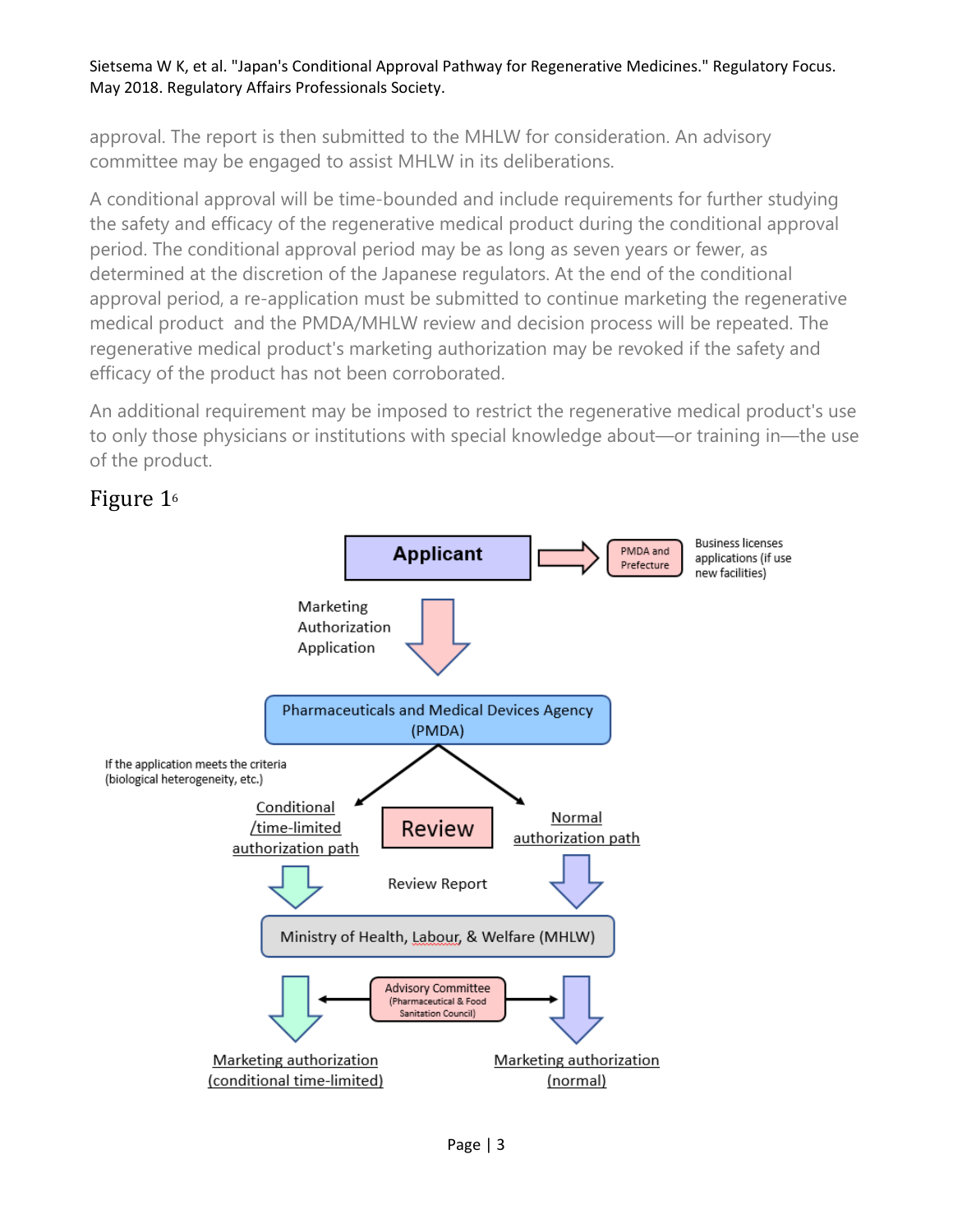approval. The report is then submitted to the MHLW for consideration. An advisory committee may be engaged to assist MHLW in its deliberations.

A conditional approval will be time-bounded and include requirements for further studying the safety and efficacy of the regenerative medical product during the conditional approval period. The conditional approval period may be as long as seven years or fewer, as determined at the discretion of the Japanese regulators. At the end of the conditional approval period, a re-application must be submitted to continue marketing the regenerative medical product and the PMDA/MHLW review and decision process will be repeated. The regenerative medical product's marketing authorization may be revoked if the safety and efficacy of the product has not been corroborated.

An additional requirement may be imposed to restrict the regenerative medical product's use to only those physicians or institutions with special knowledge about—or training in—the use of the product.

## Figure 1[6]

Applicant → PMDA and Prefecture: Business licenses applications (if use new facilities)

Marketing Authorization Application

Pharmaceuticals and Medical Devices Agency (PMDA)

If the application meets the criteria (biological heterogeneity, etc.)

Conditional /time-limited authorization path

Review

Normal authorization path

Review Report

Ministry of Health, Labour, & Welfare (MHLW)

Advisory Committee (Pharmaceutical & Food Sanitation Council)

Marketing authorization (conditional time-limited)

Marketing authorization (normal)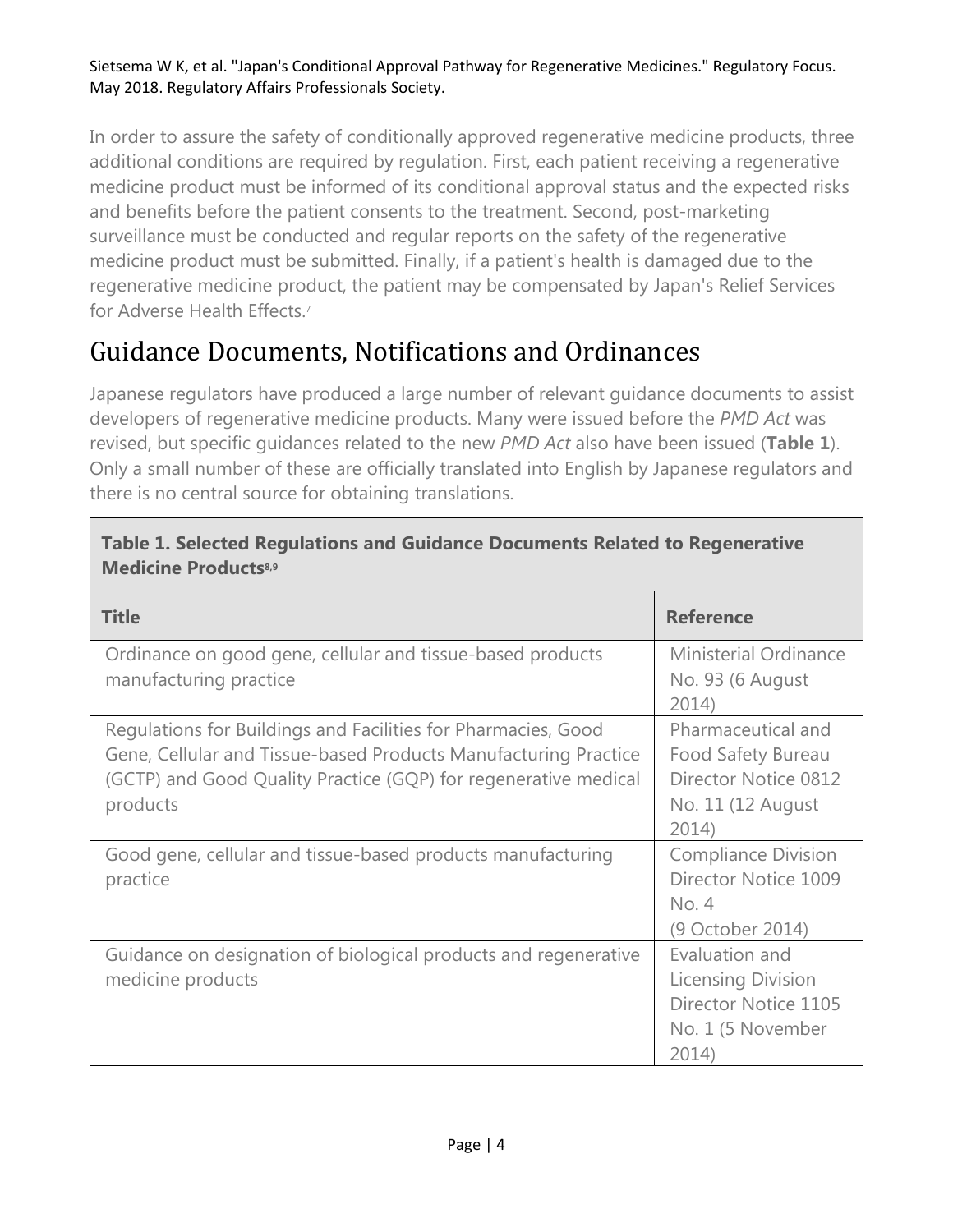In order to assure the safety of conditionally approved regenerative medicine products, three additional conditions are required by regulation. First, each patient receiving a regenerative medicine product must be informed of its conditional approval status and the expected risks and benefits before the patient consents to the treatment. Second, post-marketing surveillance must be conducted and regular reports on the safety of the regenerative medicine product must be submitted. Finally, if a patient's health is damaged due to the regenerative medicine product, the patient may be compensated by Japan's Relief Services for Adverse Health Effects.[7]

## Guidance Documents, Notifications and Ordinances

Japanese regulators have produced a large number of relevant guidance documents to assist developers of regenerative medicine products. Many were issued before the *PMD Act* was revised, but specific guidances related to the new *PMD Act* also have been issued (**Table 1**). Only a small number of these are officially translated into English by Japanese regulators and there is no central source for obtaining translations.

**Table 1. Selected Regulations and Guidance Documents Related to Regenerative Medicine Products[8,9]**

| Title | Reference |
| --- | --- |
| Ordinance on good gene, cellular and tissue-based products manufacturing practice | Ministerial Ordinance No. 93 (6 August 2014) |
| Regulations for Buildings and Facilities for Pharmacies, Good Gene, Cellular and Tissue-based Products Manufacturing Practice (GCTP) and Good Quality Practice (GQP) for regenerative medical products | Pharmaceutical and Food Safety Bureau Director Notice 0812 No. 11 (12 August 2014) |
| Good gene, cellular and tissue-based products manufacturing practice | Compliance Division Director Notice 1009 No. 4 (9 October 2014) |
| Guidance on designation of biological products and regenerative medicine products | Evaluation and Licensing Division Director Notice 1105 No. 1 (5 November 2014) |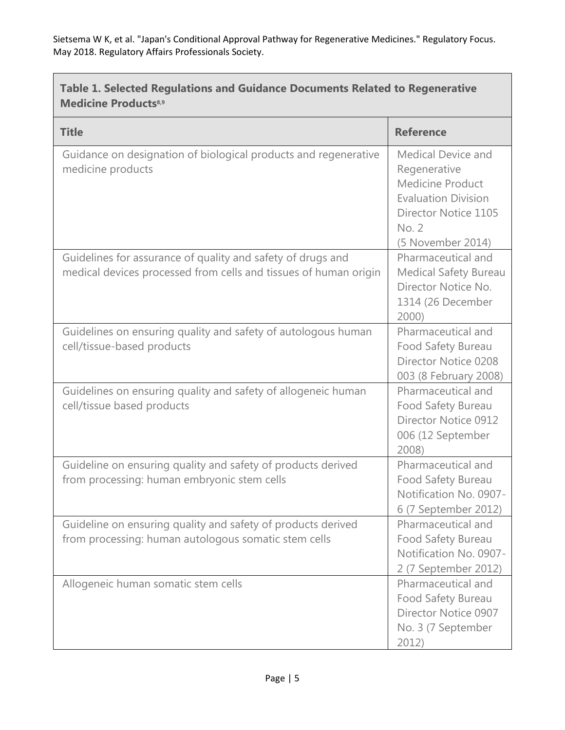**Table 1. Selected Regulations and Guidance Documents Related to Regenerative Medicine Products[8,9]**

| Title | Reference |
|---|---|
| Guidance on designation of biological products and regenerative medicine products | Medical Device and Regenerative Medicine Product Evaluation Division Director Notice 1105 No. 2 (5 November 2014) |
| Guidelines for assurance of quality and safety of drugs and medical devices processed from cells and tissues of human origin | Pharmaceutical and Medical Safety Bureau Director Notice No. 1314 (26 December 2000) |
| Guidelines on ensuring quality and safety of autologous human cell/tissue-based products | Pharmaceutical and Food Safety Bureau Director Notice 0208 003 (8 February 2008) |
| Guidelines on ensuring quality and safety of allogeneic human cell/tissue based products | Pharmaceutical and Food Safety Bureau Director Notice 0912 006 (12 September 2008) |
| Guideline on ensuring quality and safety of products derived from processing: human embryonic stem cells | Pharmaceutical and Food Safety Bureau Notification No. 0907-6 (7 September 2012) |
| Guideline on ensuring quality and safety of products derived from processing: human autologous somatic stem cells | Pharmaceutical and Food Safety Bureau Notification No. 0907-2 (7 September 2012) |
| Allogeneic human somatic stem cells | Pharmaceutical and Food Safety Bureau Director Notice 0907 No. 3 (7 September 2012) |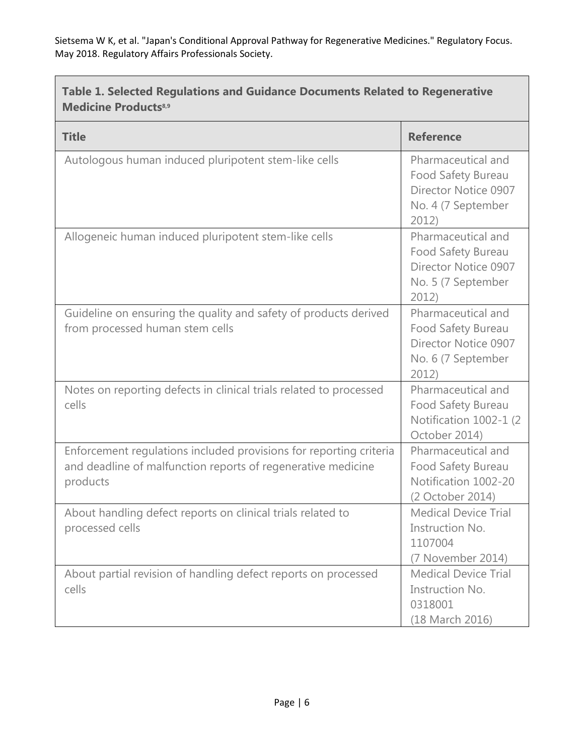**Table 1. Selected Regulations and Guidance Documents Related to Regenerative Medicine Products**[8,9]

| Title | Reference |
| --- | --- |
| Autologous human induced pluripotent stem-like cells | Pharmaceutical and Food Safety Bureau Director Notice 0907 No. 4 (7 September 2012) |
| Allogeneic human induced pluripotent stem-like cells | Pharmaceutical and Food Safety Bureau Director Notice 0907 No. 5 (7 September 2012) |
| Guideline on ensuring the quality and safety of products derived from processed human stem cells | Pharmaceutical and Food Safety Bureau Director Notice 0907 No. 6 (7 September 2012) |
| Notes on reporting defects in clinical trials related to processed cells | Pharmaceutical and Food Safety Bureau Notification 1002-1 (2 October 2014) |
| Enforcement regulations included provisions for reporting criteria and deadline of malfunction reports of regenerative medicine products | Pharmaceutical and Food Safety Bureau Notification 1002-20 (2 October 2014) |
| About handling defect reports on clinical trials related to processed cells | Medical Device Trial Instruction No. 1107004 (7 November 2014) |
| About partial revision of handling defect reports on processed cells | Medical Device Trial Instruction No. 0318001 (18 March 2016) |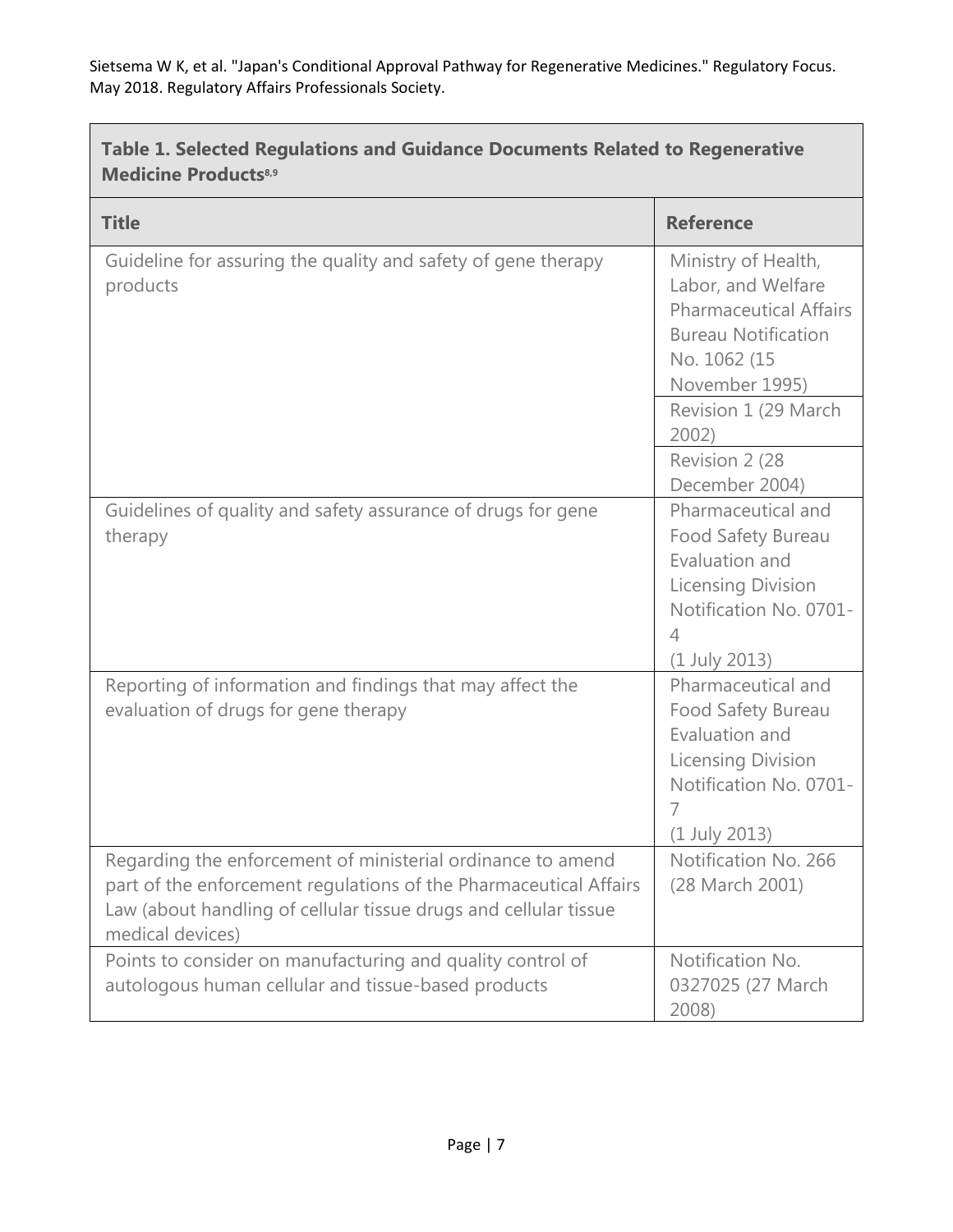Sietsema W K, et al. "Japan's Conditional Approval Pathway for Regenerative Medicines." Regulatory Focus. May 2018. Regulatory Affairs Professionals Society.

**Table 1. Selected Regulations and Guidance Documents Related to Regenerative Medicine Products[8,9]**

| Title | Reference |
|---|---|
| Guideline for assuring the quality and safety of gene therapy products | Ministry of Health, Labor, and Welfare Pharmaceutical Affairs Bureau Notification No. 1062 (15 November 1995) |
| | Revision 1 (29 March 2002) |
| | Revision 2 (28 December 2004) |
| Guidelines of quality and safety assurance of drugs for gene therapy | Pharmaceutical and Food Safety Bureau Evaluation and Licensing Division Notification No. 0701-4 (1 July 2013) |
| Reporting of information and findings that may affect the evaluation of drugs for gene therapy | Pharmaceutical and Food Safety Bureau Evaluation and Licensing Division Notification No. 0701-7 (1 July 2013) |
| Regarding the enforcement of ministerial ordinance to amend part of the enforcement regulations of the Pharmaceutical Affairs Law (about handling of cellular tissue drugs and cellular tissue medical devices) | Notification No. 266 (28 March 2001) |
| Points to consider on manufacturing and quality control of autologous human cellular and tissue-based products | Notification No. 0327025 (27 March 2008) |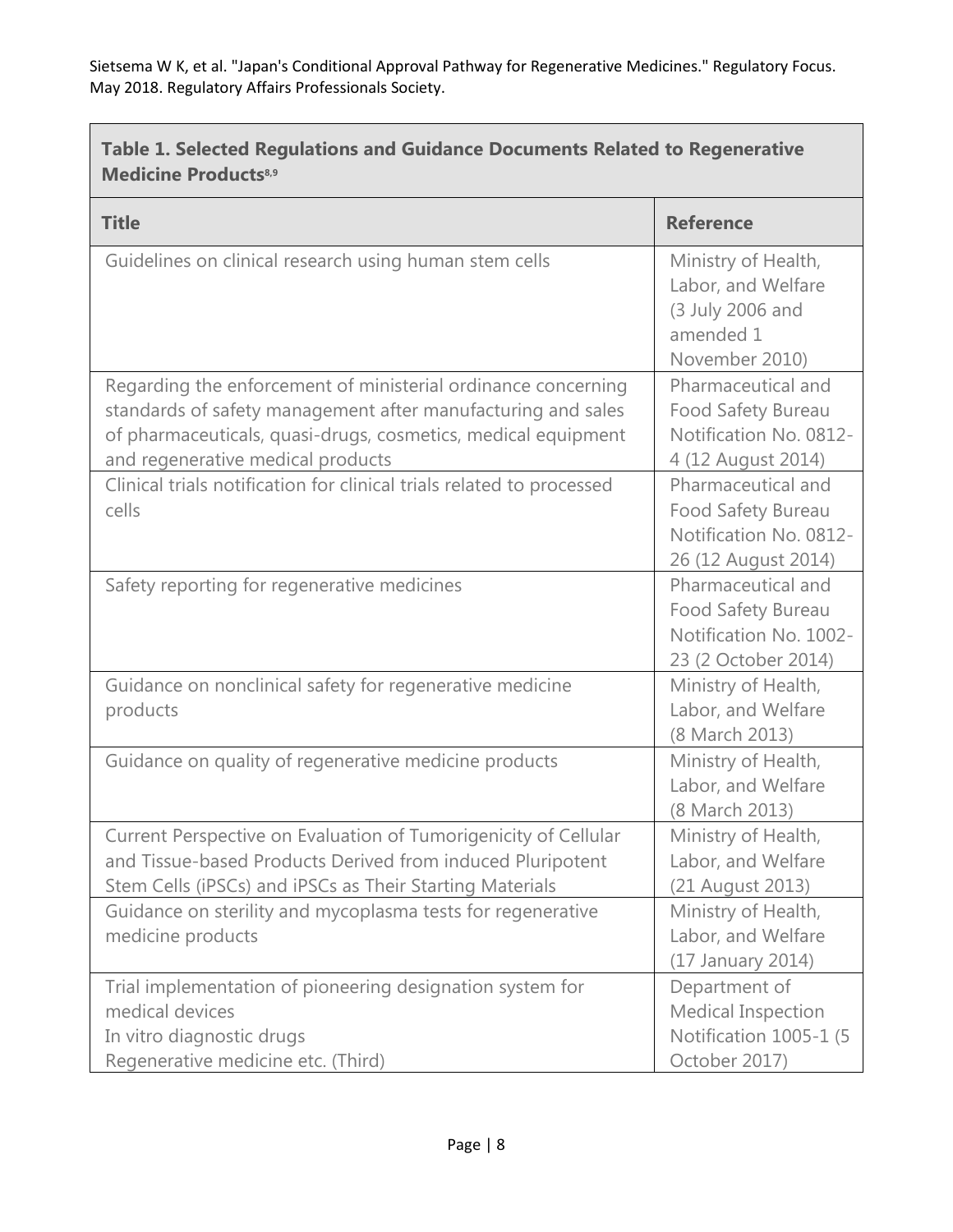| Table 1. Selected Regulations and Guidance Documents Related to Regenerative Medicine Products[8,9] | |
|---|---|
| **Title** | **Reference** |
| Guidelines on clinical research using human stem cells | Ministry of Health, Labor, and Welfare (3 July 2006 and amended 1 November 2010) |
| Regarding the enforcement of ministerial ordinance concerning standards of safety management after manufacturing and sales of pharmaceuticals, quasi-drugs, cosmetics, medical equipment and regenerative medical products | Pharmaceutical and Food Safety Bureau Notification No. 0812-4 (12 August 2014) |
| Clinical trials notification for clinical trials related to processed cells | Pharmaceutical and Food Safety Bureau Notification No. 0812-26 (12 August 2014) |
| Safety reporting for regenerative medicines | Pharmaceutical and Food Safety Bureau Notification No. 1002-23 (2 October 2014) |
| Guidance on nonclinical safety for regenerative medicine products | Ministry of Health, Labor, and Welfare (8 March 2013) |
| Guidance on quality of regenerative medicine products | Ministry of Health, Labor, and Welfare (8 March 2013) |
| Current Perspective on Evaluation of Tumorigenicity of Cellular and Tissue-based Products Derived from induced Pluripotent Stem Cells (iPSCs) and iPSCs as Their Starting Materials | Ministry of Health, Labor, and Welfare (21 August 2013) |
| Guidance on sterility and mycoplasma tests for regenerative medicine products | Ministry of Health, Labor, and Welfare (17 January 2014) |
| Trial implementation of pioneering designation system for medical devices In vitro diagnostic drugs Regenerative medicine etc. (Third) | Department of Medical Inspection Notification 1005-1 (5 October 2017) |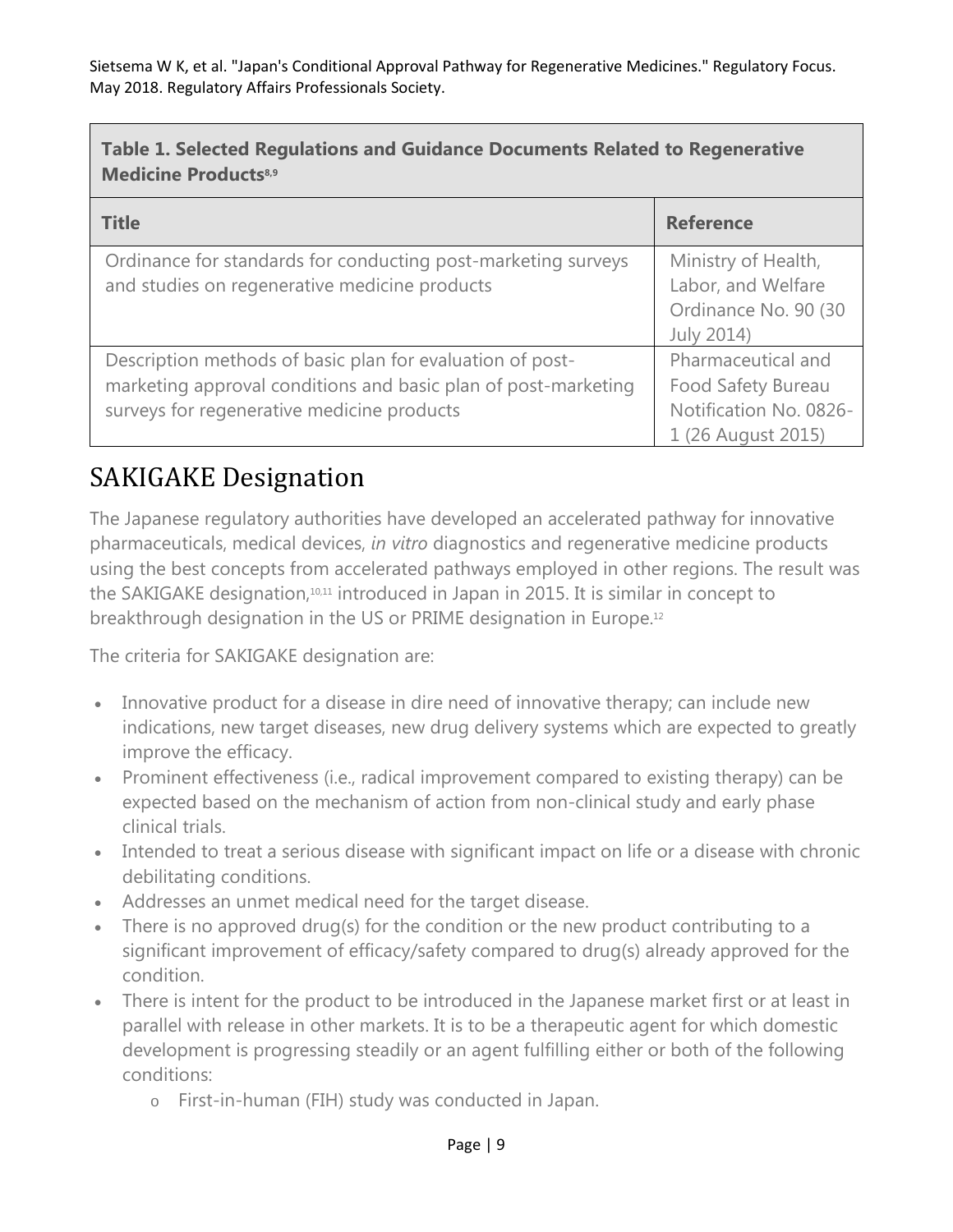**Table 1. Selected Regulations and Guidance Documents Related to Regenerative Medicine Products[8,9]**

| Title | Reference |
| --- | --- |
| Ordinance for standards for conducting post-marketing surveys and studies on regenerative medicine products | Ministry of Health, Labor, and Welfare Ordinance No. 90 (30 July 2014) |
| Description methods of basic plan for evaluation of post-marketing approval conditions and basic plan of post-marketing surveys for regenerative medicine products | Pharmaceutical and Food Safety Bureau Notification No. 0826-1 (26 August 2015) |

## SAKIGAKE Designation

The Japanese regulatory authorities have developed an accelerated pathway for innovative pharmaceuticals, medical devices, *in vitro* diagnostics and regenerative medicine products using the best concepts from accelerated pathways employed in other regions. The result was the SAKIGAKE designation,[10,11] introduced in Japan in 2015. It is similar in concept to breakthrough designation in the US or PRIME designation in Europe.[12]

The criteria for SAKIGAKE designation are:

- Innovative product for a disease in dire need of innovative therapy; can include new indications, new target diseases, new drug delivery systems which are expected to greatly improve the efficacy.
- Prominent effectiveness (i.e., radical improvement compared to existing therapy) can be expected based on the mechanism of action from non-clinical study and early phase clinical trials.
- Intended to treat a serious disease with significant impact on life or a disease with chronic debilitating conditions.
- Addresses an unmet medical need for the target disease.
- There is no approved drug(s) for the condition or the new product contributing to a significant improvement of efficacy/safety compared to drug(s) already approved for the condition.
- There is intent for the product to be introduced in the Japanese market first or at least in parallel with release in other markets. It is to be a therapeutic agent for which domestic development is progressing steadily or an agent fulfilling either or both of the following conditions:
    - First-in-human (FIH) study was conducted in Japan.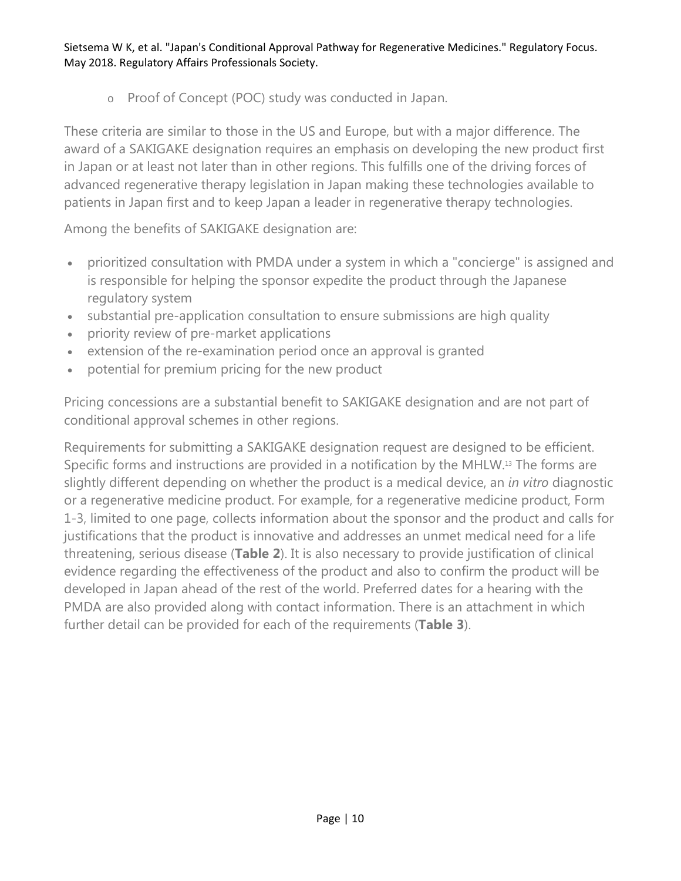- Proof of Concept (POC) study was conducted in Japan.

These criteria are similar to those in the US and Europe, but with a major difference. The award of a SAKIGAKE designation requires an emphasis on developing the new product first in Japan or at least not later than in other regions. This fulfills one of the driving forces of advanced regenerative therapy legislation in Japan making these technologies available to patients in Japan first and to keep Japan a leader in regenerative therapy technologies.

Among the benefits of SAKIGAKE designation are:

- prioritized consultation with PMDA under a system in which a "concierge" is assigned and is responsible for helping the sponsor expedite the product through the Japanese regulatory system
- substantial pre-application consultation to ensure submissions are high quality
- priority review of pre-market applications
- extension of the re-examination period once an approval is granted
- potential for premium pricing for the new product

Pricing concessions are a substantial benefit to SAKIGAKE designation and are not part of conditional approval schemes in other regions.

Requirements for submitting a SAKIGAKE designation request are designed to be efficient. Specific forms and instructions are provided in a notification by the MHLW.[13] The forms are slightly different depending on whether the product is a medical device, an *in vitro* diagnostic or a regenerative medicine product. For example, for a regenerative medicine product, Form 1-3, limited to one page, collects information about the sponsor and the product and calls for justifications that the product is innovative and addresses an unmet medical need for a life threatening, serious disease (**Table 2**). It is also necessary to provide justification of clinical evidence regarding the effectiveness of the product and also to confirm the product will be developed in Japan ahead of the rest of the world. Preferred dates for a hearing with the PMDA are also provided along with contact information. There is an attachment in which further detail can be provided for each of the requirements (**Table 3**).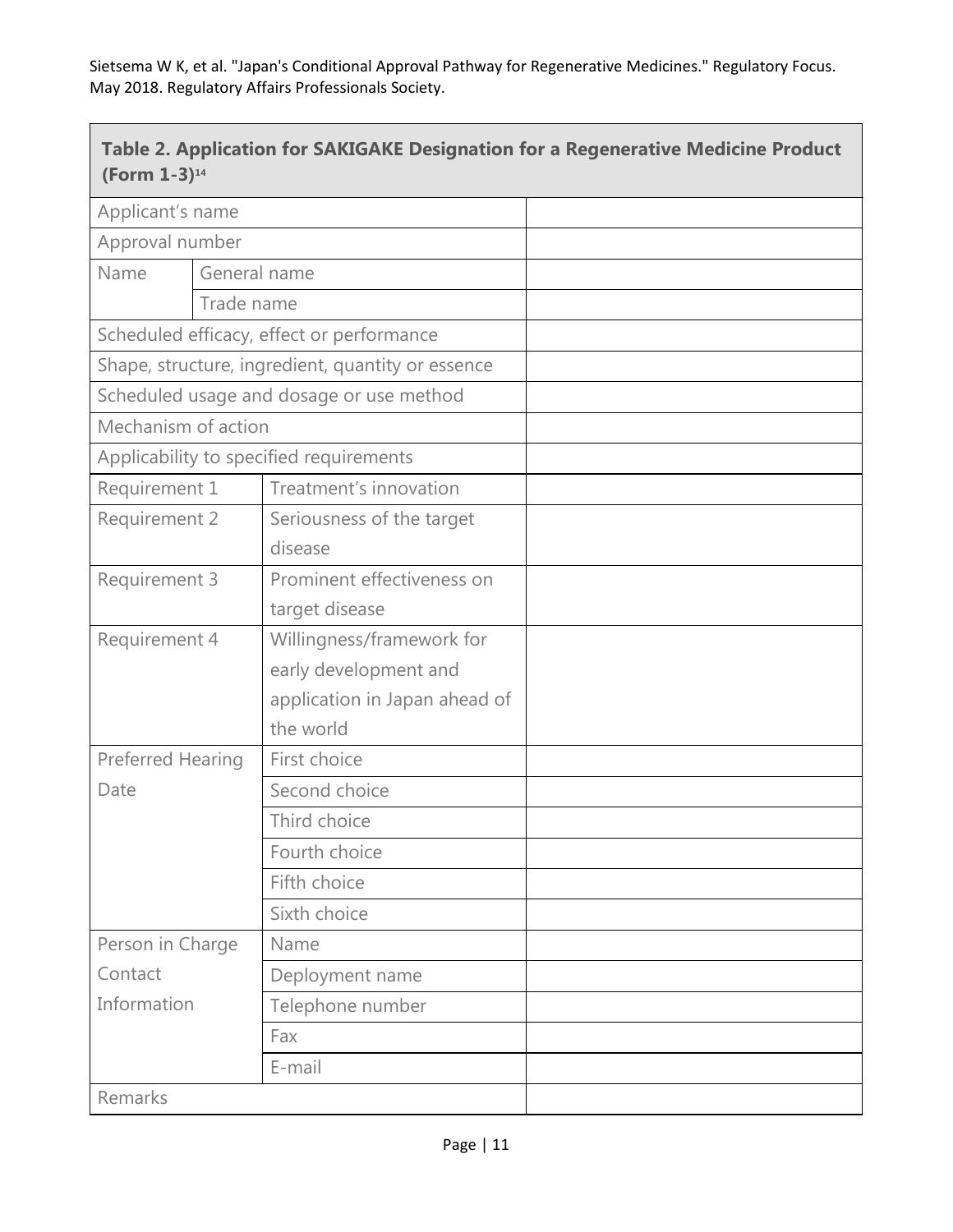**Table 2. Application for SAKIGAKE Designation for a Regenerative Medicine Product (Form 1-3)[14]**

| | | |
|---|---|---|
| Applicant's name | | |
| Approval number | | |
| Name | General name | |
| | Trade name | |
| Scheduled efficacy, effect or performance | | |
| Shape, structure, ingredient, quantity or essence | | |
| Scheduled usage and dosage or use method | | |
| Mechanism of action | | |
| Applicability to specified requirements | | |
| Requirement 1 | Treatment's innovation | |
| Requirement 2 | Seriousness of the target disease | |
| Requirement 3 | Prominent effectiveness on target disease | |
| Requirement 4 | Willingness/framework for early development and application in Japan ahead of the world | |
| Preferred Hearing Date | First choice | |
| | Second choice | |
| | Third choice | |
| | Fourth choice | |
| | Fifth choice | |
| | Sixth choice | |
| Person in Charge Contact Information | Name | |
| | Deployment name | |
| | Telephone number | |
| | Fax | |
| | E-mail | |
| Remarks | | |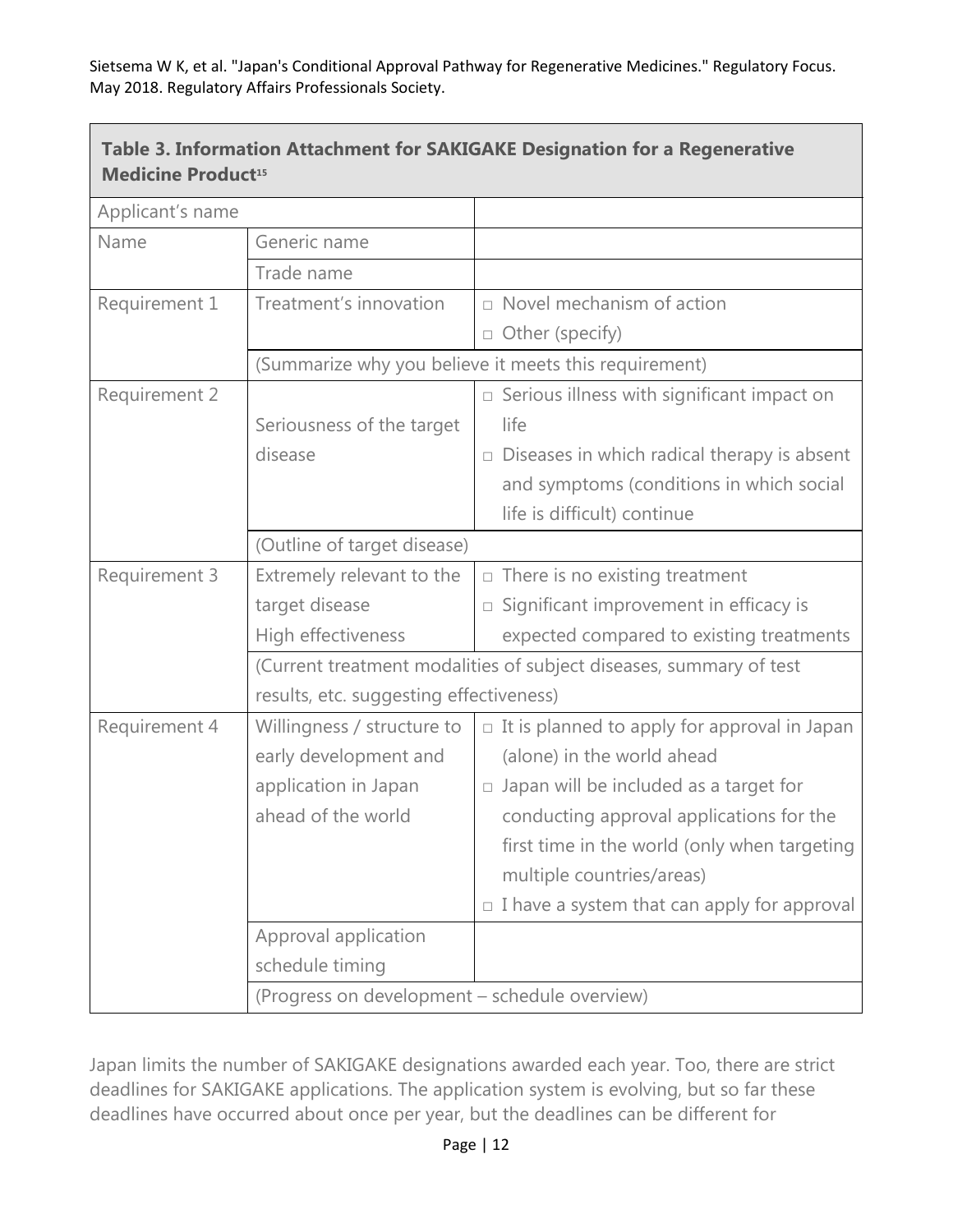**Table 3. Information Attachment for SAKIGAKE Designation for a Regenerative Medicine Product[15]**

| Applicant's name | | |
|---|---|---|
| Name | Generic name | |
| | Trade name | |
| Requirement 1 | Treatment's innovation | □ Novel mechanism of action<br>□ Other (specify) |
| | (Summarize why you believe it meets this requirement) | |
| Requirement 2 | Seriousness of the target disease | □ Serious illness with significant impact on life<br>□ Diseases in which radical therapy is absent and symptoms (conditions in which social life is difficult) continue |
| | (Outline of target disease) | |
| Requirement 3 | Extremely relevant to the target disease<br>High effectiveness | □ There is no existing treatment<br>□ Significant improvement in efficacy is expected compared to existing treatments |
| | (Current treatment modalities of subject diseases, summary of test results, etc. suggesting effectiveness) | |
| Requirement 4 | Willingness / structure to early development and application in Japan ahead of the world | □ It is planned to apply for approval in Japan (alone) in the world ahead<br>□ Japan will be included as a target for conducting approval applications for the first time in the world (only when targeting multiple countries/areas)<br>□ I have a system that can apply for approval |
| | Approval application schedule timing | |
| | (Progress on development – schedule overview) | |

Japan limits the number of SAKIGAKE designations awarded each year. Too, there are strict deadlines for SAKIGAKE applications. The application system is evolving, but so far these deadlines have occurred about once per year, but the deadlines can be different for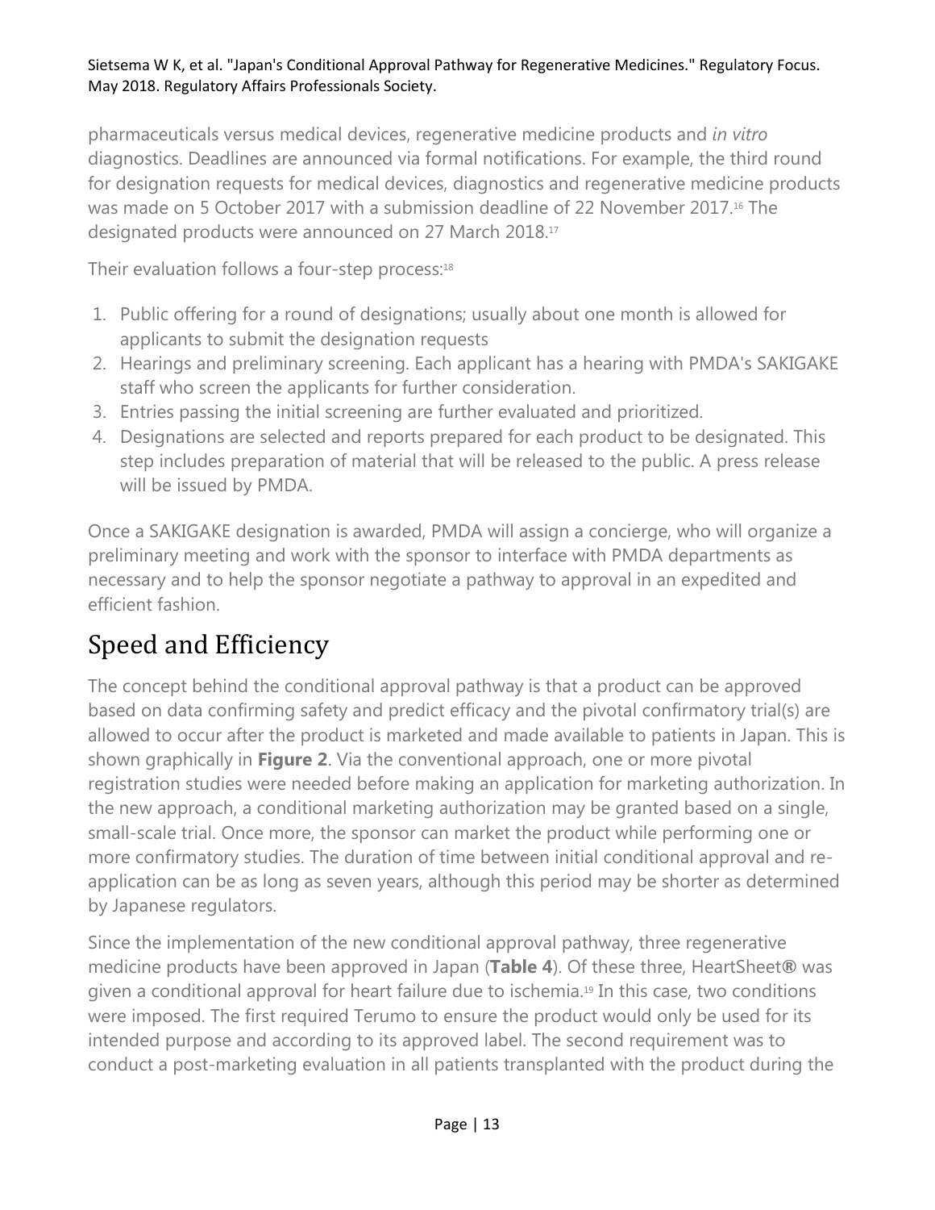pharmaceuticals versus medical devices, regenerative medicine products and *in vitro* diagnostics. Deadlines are announced via formal notifications. For example, the third round for designation requests for medical devices, diagnostics and regenerative medicine products was made on 5 October 2017 with a submission deadline of 22 November 2017.[16] The designated products were announced on 27 March 2018.[17]

Their evaluation follows a four-step process:[18]

1. Public offering for a round of designations; usually about one month is allowed for applicants to submit the designation requests
2. Hearings and preliminary screening. Each applicant has a hearing with PMDA's SAKIGAKE staff who screen the applicants for further consideration.
3. Entries passing the initial screening are further evaluated and prioritized.
4. Designations are selected and reports prepared for each product to be designated. This step includes preparation of material that will be released to the public. A press release will be issued by PMDA.

Once a SAKIGAKE designation is awarded, PMDA will assign a concierge, who will organize a preliminary meeting and work with the sponsor to interface with PMDA departments as necessary and to help the sponsor negotiate a pathway to approval in an expedited and efficient fashion.

## Speed and Efficiency

The concept behind the conditional approval pathway is that a product can be approved based on data confirming safety and predict efficacy and the pivotal confirmatory trial(s) are allowed to occur after the product is marketed and made available to patients in Japan. This is shown graphically in **Figure 2**. Via the conventional approach, one or more pivotal registration studies were needed before making an application for marketing authorization. In the new approach, a conditional marketing authorization may be granted based on a single, small-scale trial. Once more, the sponsor can market the product while performing one or more confirmatory studies. The duration of time between initial conditional approval and re-application can be as long as seven years, although this period may be shorter as determined by Japanese regulators.

Since the implementation of the new conditional approval pathway, three regenerative medicine products have been approved in Japan (**Table 4**). Of these three, HeartSheet® was given a conditional approval for heart failure due to ischemia.[19] In this case, two conditions were imposed. The first required Terumo to ensure the product would only be used for its intended purpose and according to its approved label. The second requirement was to conduct a post-marketing evaluation in all patients transplanted with the product during the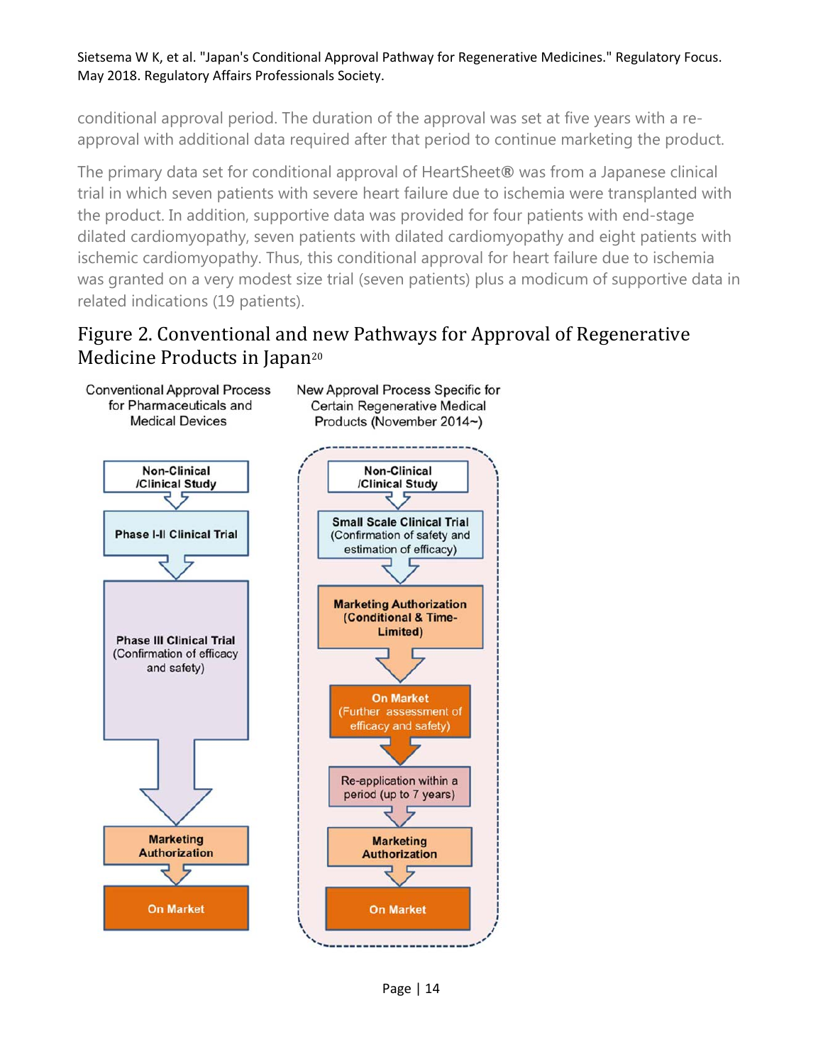conditional approval period. The duration of the approval was set at five years with a re-approval with additional data required after that period to continue marketing the product.

The primary data set for conditional approval of HeartSheet® was from a Japanese clinical trial in which seven patients with severe heart failure due to ischemia were transplanted with the product. In addition, supportive data was provided for four patients with end-stage dilated cardiomyopathy, seven patients with dilated cardiomyopathy and eight patients with ischemic cardiomyopathy. Thus, this conditional approval for heart failure due to ischemia was granted on a very modest size trial (seven patients) plus a modicum of supportive data in related indications (19 patients).

## Figure 2. Conventional and new Pathways for Approval of Regenerative Medicine Products in Japan[20]

Conventional Approval Process for Pharmaceuticals and Medical Devices

- Non-Clinical /Clinical Study
- Phase I-II Clinical Trial
- Phase III Clinical Trial (Confirmation of efficacy and safety)
- Marketing Authorization
- On Market

New Approval Process Specific for Certain Regenerative Medical Products (November 2014~)

- Non-Clinical /Clinical Study
- Small Scale Clinical Trial (Confirmation of safety and estimation of efficacy)
- Marketing Authorization (Conditional & Time-Limited)
- On Market (Further assessment of efficacy and safety)
- Re-application within a period (up to 7 years)
- Marketing Authorization
- On Market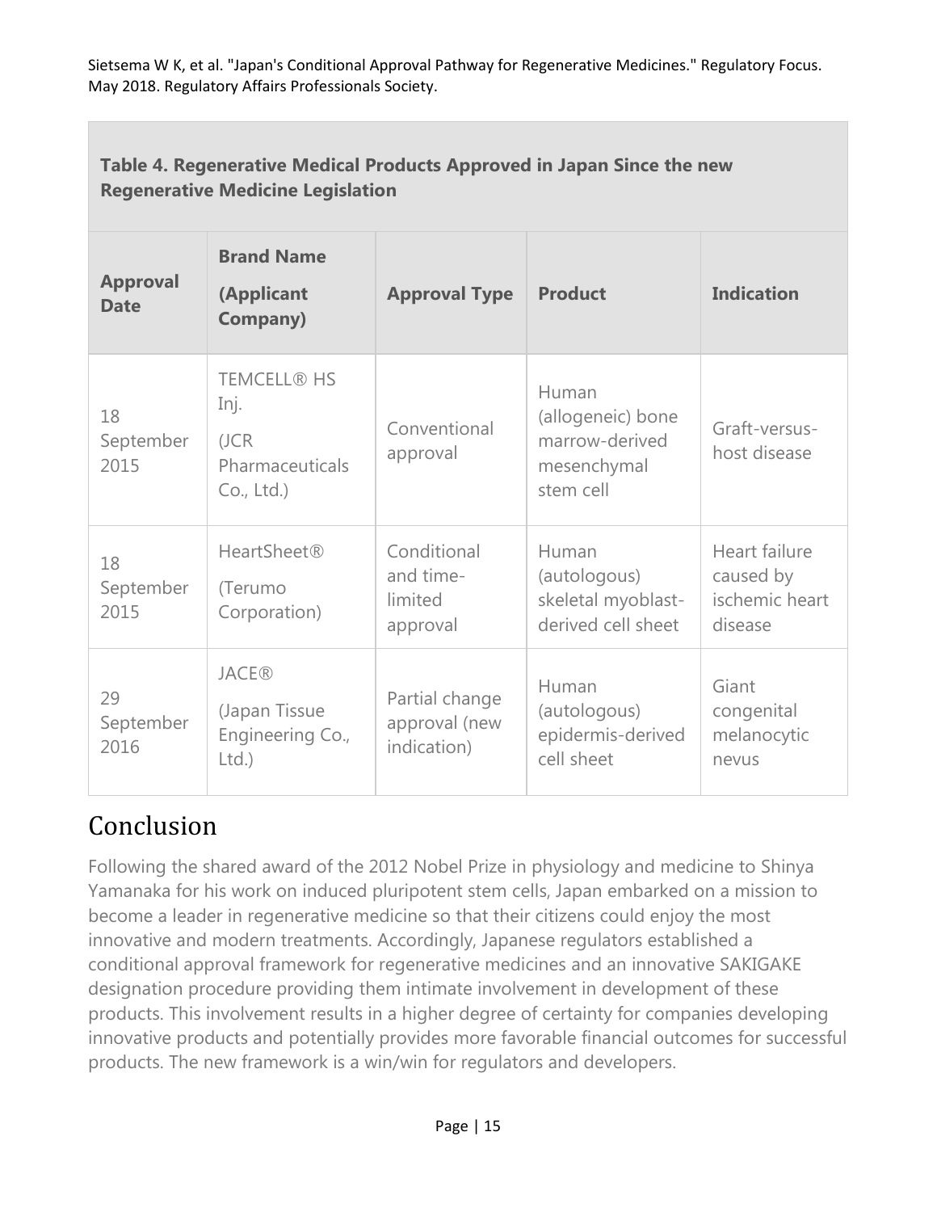**Table 4. Regenerative Medical Products Approved in Japan Since the new Regenerative Medicine Legislation**

| Approval Date | Brand Name (Applicant Company) | Approval Type | Product | Indication |
|---|---|---|---|---|
| 18 September 2015 | TEMCELL® HS Inj. (JCR Pharmaceuticals Co., Ltd.) | Conventional approval | Human (allogeneic) bone marrow-derived mesenchymal stem cell | Graft-versus-host disease |
| 18 September 2015 | HeartSheet® (Terumo Corporation) | Conditional and time-limited approval | Human (autologous) skeletal myoblast-derived cell sheet | Heart failure caused by ischemic heart disease |
| 29 September 2016 | JACE® (Japan Tissue Engineering Co., Ltd.) | Partial change approval (new indication) | Human (autologous) epidermis-derived cell sheet | Giant congenital melanocytic nevus |

# Conclusion

Following the shared award of the 2012 Nobel Prize in physiology and medicine to Shinya Yamanaka for his work on induced pluripotent stem cells, Japan embarked on a mission to become a leader in regenerative medicine so that their citizens could enjoy the most innovative and modern treatments. Accordingly, Japanese regulators established a conditional approval framework for regenerative medicines and an innovative SAKIGAKE designation procedure providing them intimate involvement in development of these products. This involvement results in a higher degree of certainty for companies developing innovative products and potentially provides more favorable financial outcomes for successful products. The new framework is a win/win for regulators and developers.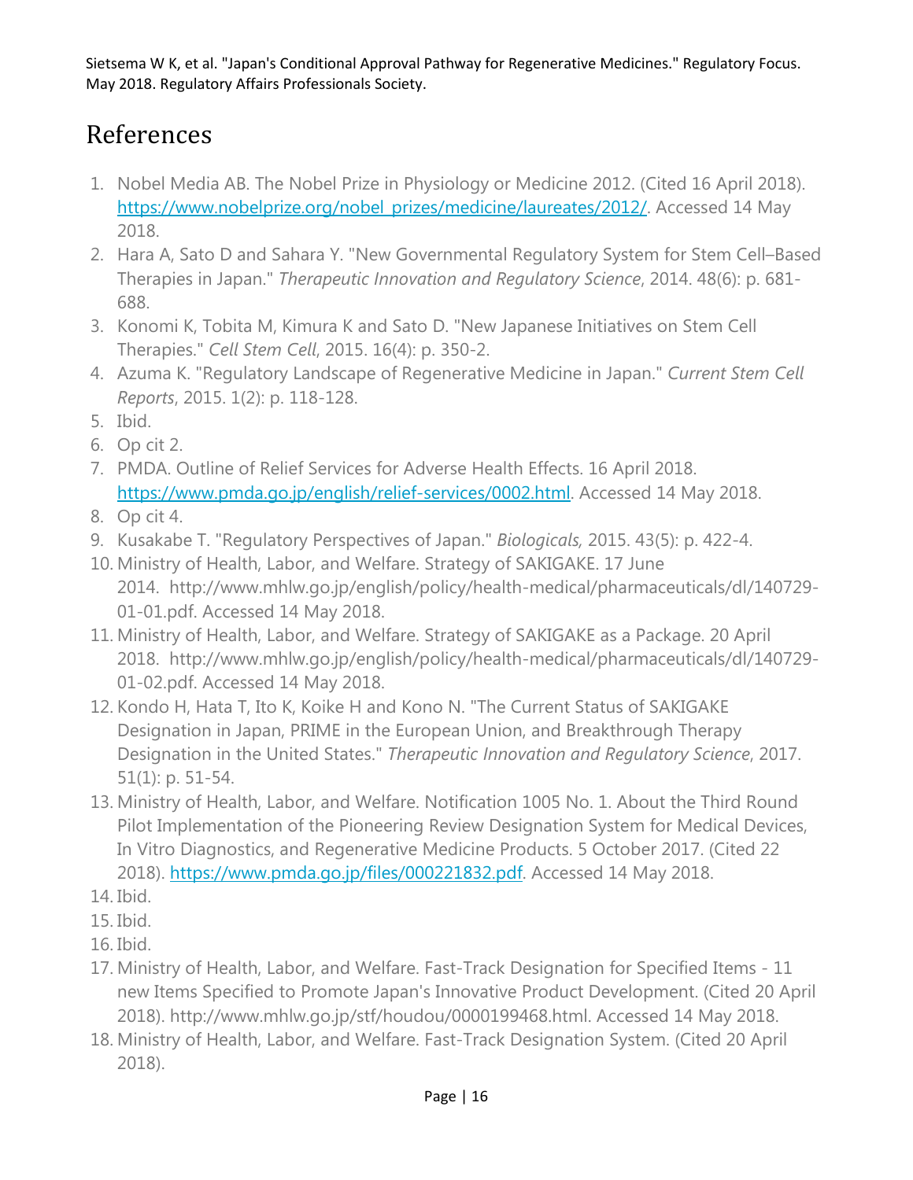Sietsema W K, et al. "Japan's Conditional Approval Pathway for Regenerative Medicines." Regulatory Focus. May 2018. Regulatory Affairs Professionals Society.

# References

1. Nobel Media AB. The Nobel Prize in Physiology or Medicine 2012. (Cited 16 April 2018). https://www.nobelprize.org/nobel_prizes/medicine/laureates/2012/. Accessed 14 May 2018.
2. Hara A, Sato D and Sahara Y. "New Governmental Regulatory System for Stem Cell–Based Therapies in Japan." *Therapeutic Innovation and Regulatory Science*, 2014. 48(6): p. 681-688.
3. Konomi K, Tobita M, Kimura K and Sato D. "New Japanese Initiatives on Stem Cell Therapies." *Cell Stem Cell*, 2015. 16(4): p. 350-2.
4. Azuma K. "Regulatory Landscape of Regenerative Medicine in Japan." *Current Stem Cell Reports*, 2015. 1(2): p. 118-128.
5. Ibid.
6. Op cit 2.
7. PMDA. Outline of Relief Services for Adverse Health Effects. 16 April 2018. https://www.pmda.go.jp/english/relief-services/0002.html. Accessed 14 May 2018.
8. Op cit 4.
9. Kusakabe T. "Regulatory Perspectives of Japan." *Biologicals,* 2015. 43(5): p. 422-4.
10. Ministry of Health, Labor, and Welfare. Strategy of SAKIGAKE. 17 June 2014. http://www.mhlw.go.jp/english/policy/health-medical/pharmaceuticals/dl/140729-01-01.pdf. Accessed 14 May 2018.
11. Ministry of Health, Labor, and Welfare. Strategy of SAKIGAKE as a Package. 20 April 2018. http://www.mhlw.go.jp/english/policy/health-medical/pharmaceuticals/dl/140729-01-02.pdf. Accessed 14 May 2018.
12. Kondo H, Hata T, Ito K, Koike H and Kono N. "The Current Status of SAKIGAKE Designation in Japan, PRIME in the European Union, and Breakthrough Therapy Designation in the United States." *Therapeutic Innovation and Regulatory Science*, 2017. 51(1): p. 51-54.
13. Ministry of Health, Labor, and Welfare. Notification 1005 No. 1. About the Third Round Pilot Implementation of the Pioneering Review Designation System for Medical Devices, In Vitro Diagnostics, and Regenerative Medicine Products. 5 October 2017. (Cited 22 2018). https://www.pmda.go.jp/files/000221832.pdf. Accessed 14 May 2018.
14. Ibid.
15. Ibid.
16. Ibid.
17. Ministry of Health, Labor, and Welfare. Fast-Track Designation for Specified Items - 11 new Items Specified to Promote Japan's Innovative Product Development. (Cited 20 April 2018). http://www.mhlw.go.jp/stf/houdou/0000199468.html. Accessed 14 May 2018.
18. Ministry of Health, Labor, and Welfare. Fast-Track Designation System. (Cited 20 April 2018).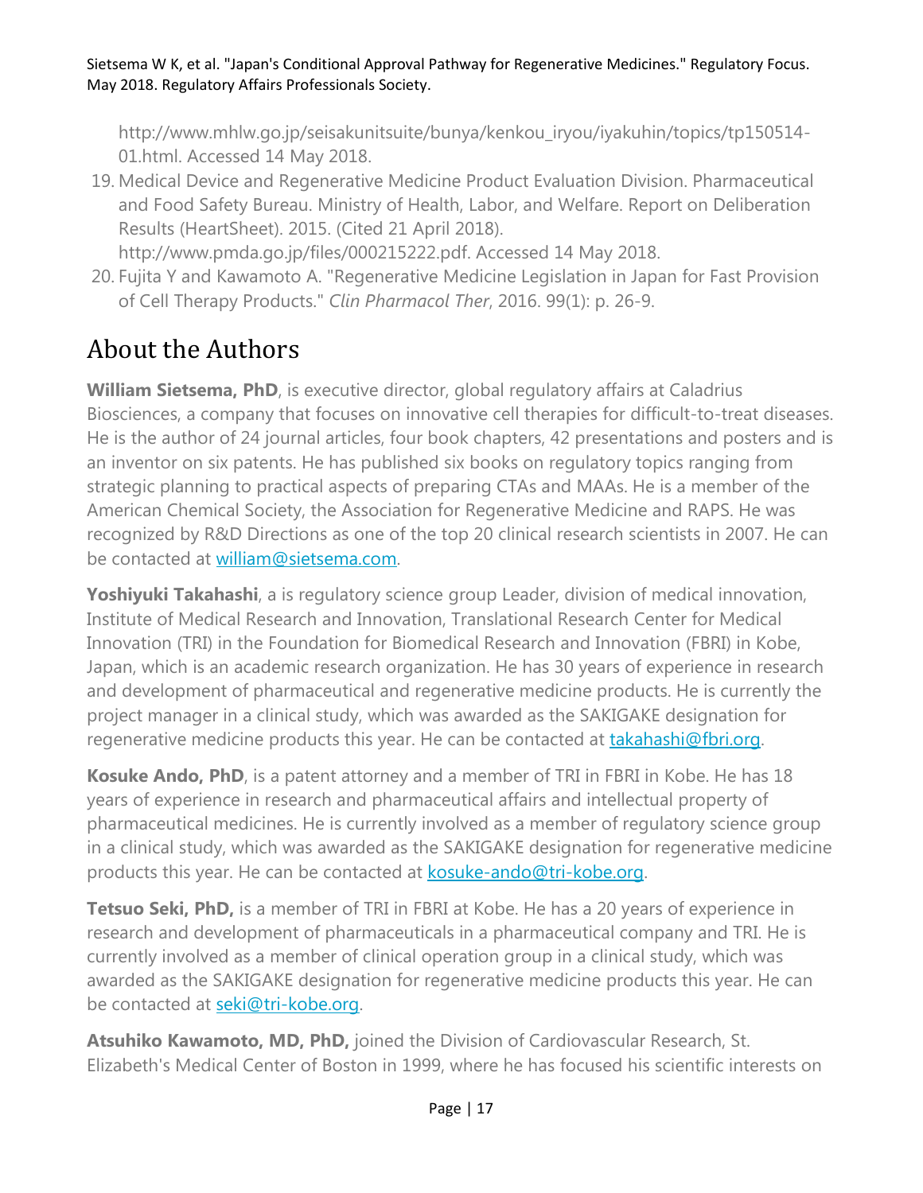http://www.mhlw.go.jp/seisakunitsuite/bunya/kenkou_iryou/iyakuhin/topics/tp150514-01.html. Accessed 14 May 2018.

19. Medical Device and Regenerative Medicine Product Evaluation Division. Pharmaceutical and Food Safety Bureau. Ministry of Health, Labor, and Welfare. Report on Deliberation Results (HeartSheet). 2015. (Cited 21 April 2018). http://www.pmda.go.jp/files/000215222.pdf. Accessed 14 May 2018.
20. Fujita Y and Kawamoto A. "Regenerative Medicine Legislation in Japan for Fast Provision of Cell Therapy Products." *Clin Pharmacol Ther*, 2016. 99(1): p. 26-9.

# About the Authors

**William Sietsema, PhD**, is executive director, global regulatory affairs at Caladrius Biosciences, a company that focuses on innovative cell therapies for difficult-to-treat diseases. He is the author of 24 journal articles, four book chapters, 42 presentations and posters and is an inventor on six patents. He has published six books on regulatory topics ranging from strategic planning to practical aspects of preparing CTAs and MAAs. He is a member of the American Chemical Society, the Association for Regenerative Medicine and RAPS. He was recognized by R&D Directions as one of the top 20 clinical research scientists in 2007. He can be contacted at william@sietsema.com.

**Yoshiyuki Takahashi**, a is regulatory science group Leader, division of medical innovation, Institute of Medical Research and Innovation, Translational Research Center for Medical Innovation (TRI) in the Foundation for Biomedical Research and Innovation (FBRI) in Kobe, Japan, which is an academic research organization. He has 30 years of experience in research and development of pharmaceutical and regenerative medicine products. He is currently the project manager in a clinical study, which was awarded as the SAKIGAKE designation for regenerative medicine products this year. He can be contacted at takahashi@fbri.org.

**Kosuke Ando, PhD**, is a patent attorney and a member of TRI in FBRI in Kobe. He has 18 years of experience in research and pharmaceutical affairs and intellectual property of pharmaceutical medicines. He is currently involved as a member of regulatory science group in a clinical study, which was awarded as the SAKIGAKE designation for regenerative medicine products this year. He can be contacted at kosuke-ando@tri-kobe.org.

**Tetsuo Seki, PhD,** is a member of TRI in FBRI at Kobe. He has a 20 years of experience in research and development of pharmaceuticals in a pharmaceutical company and TRI. He is currently involved as a member of clinical operation group in a clinical study, which was awarded as the SAKIGAKE designation for regenerative medicine products this year. He can be contacted at seki@tri-kobe.org.

**Atsuhiko Kawamoto, MD, PhD,** joined the Division of Cardiovascular Research, St. Elizabeth's Medical Center of Boston in 1999, where he has focused his scientific interests on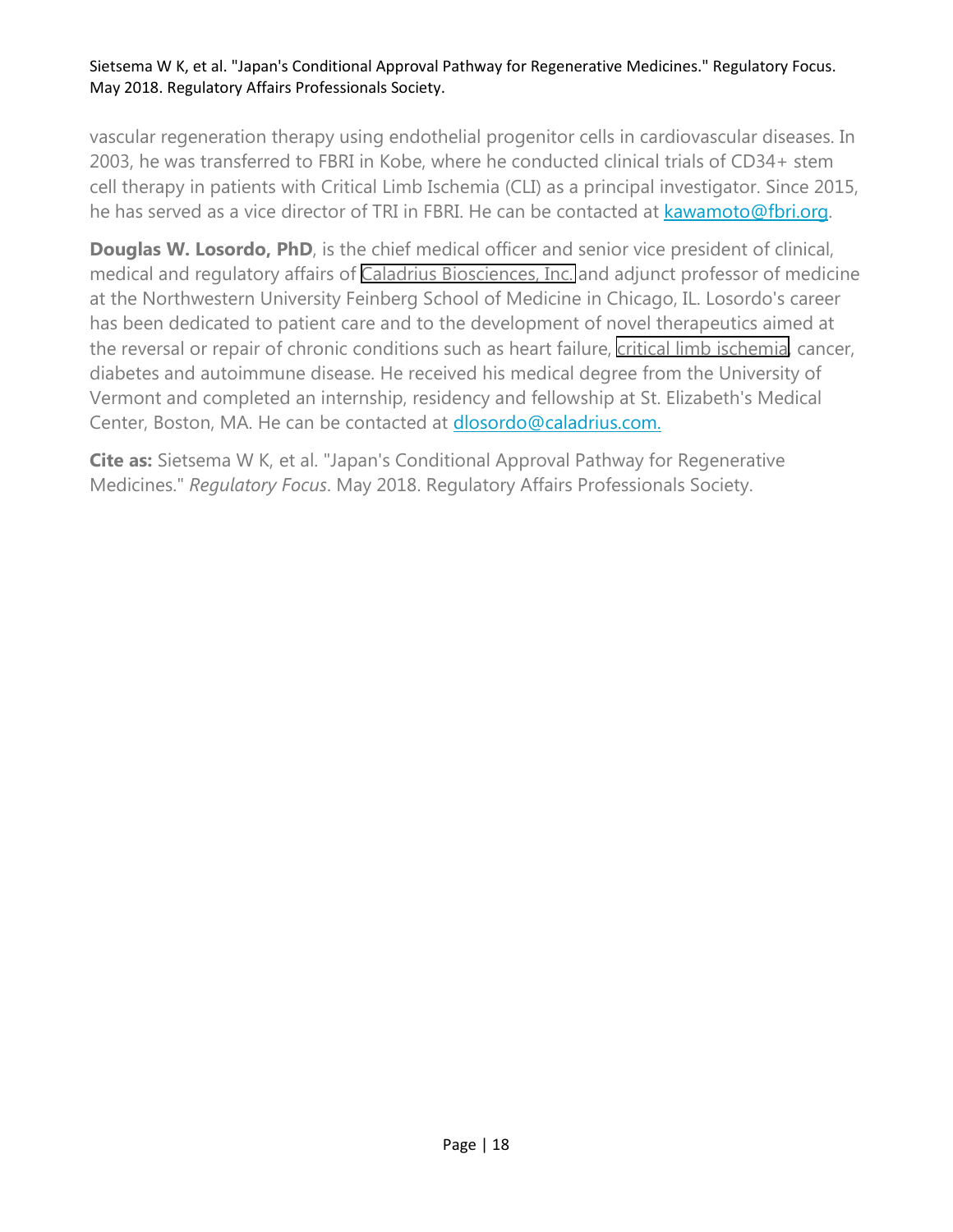vascular regeneration therapy using endothelial progenitor cells in cardiovascular diseases. In 2003, he was transferred to FBRI in Kobe, where he conducted clinical trials of CD34+ stem cell therapy in patients with Critical Limb Ischemia (CLI) as a principal investigator. Since 2015, he has served as a vice director of TRI in FBRI. He can be contacted at kawamoto@fbri.org.

**Douglas W. Losordo, PhD**, is the chief medical officer and senior vice president of clinical, medical and regulatory affairs of Caladrius Biosciences, Inc. and adjunct professor of medicine at the Northwestern University Feinberg School of Medicine in Chicago, IL. Losordo's career has been dedicated to patient care and to the development of novel therapeutics aimed at the reversal or repair of chronic conditions such as heart failure, critical limb ischemia, cancer, diabetes and autoimmune disease. He received his medical degree from the University of Vermont and completed an internship, residency and fellowship at St. Elizabeth's Medical Center, Boston, MA. He can be contacted at dlosordo@caladrius.com.

**Cite as:** Sietsema W K, et al. "Japan's Conditional Approval Pathway for Regenerative Medicines." *Regulatory Focus*. May 2018. Regulatory Affairs Professionals Society.